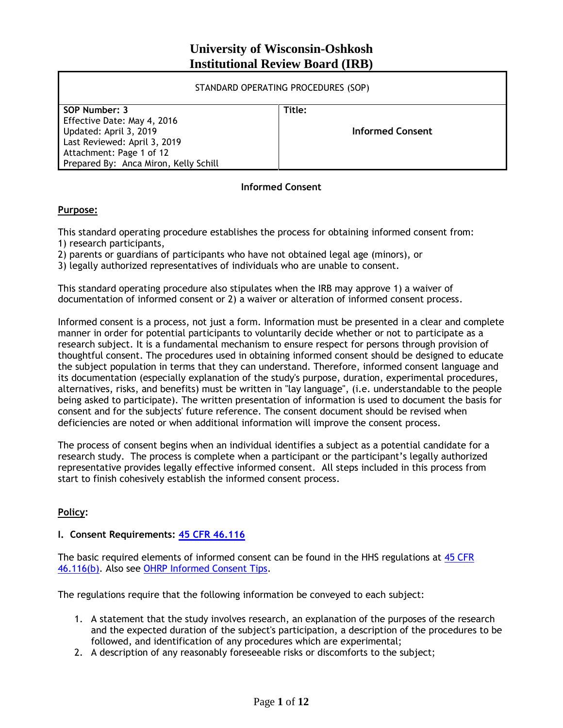# University of Wisconsin-Oshkosh
# Institutional Review Board (IRB)

| STANDARD OPERATING PROCEDURES (SOP) | |
|---|---|
| **SOP Number: 3**<br>Effective Date: May 4, 2016<br>Updated: April 3, 2019<br>Last Reviewed: April 3, 2019<br>Attachment: Page 1 of 12<br>Prepared By: Anca Miron, Kelly Schill | **Title:**<br>**Informed Consent** |

**Informed Consent**

## Purpose:

This standard operating procedure establishes the process for obtaining informed consent from:
1) research participants,
2) parents or guardians of participants who have not obtained legal age (minors), or
3) legally authorized representatives of individuals who are unable to consent.

This standard operating procedure also stipulates when the IRB may approve 1) a waiver of documentation of informed consent or 2) a waiver or alteration of informed consent process.

Informed consent is a process, not just a form. Information must be presented in a clear and complete manner in order for potential participants to voluntarily decide whether or not to participate as a research subject. It is a fundamental mechanism to ensure respect for persons through provision of thoughtful consent. The procedures used in obtaining informed consent should be designed to educate the subject population in terms that they can understand. Therefore, informed consent language and its documentation (especially explanation of the study's purpose, duration, experimental procedures, alternatives, risks, and benefits) must be written in "lay language", (i.e. understandable to the people being asked to participate). The written presentation of information is used to document the basis for consent and for the subjects' future reference. The consent document should be revised when deficiencies are noted or when additional information will improve the consent process.

The process of consent begins when an individual identifies a subject as a potential candidate for a research study. The process is complete when a participant or the participant's legally authorized representative provides legally effective informed consent. All steps included in this process from start to finish cohesively establish the informed consent process.

## Policy:

### I. Consent Requirements: 45 CFR 46.116

The basic required elements of informed consent can be found in the HHS regulations at 45 CFR 46.116(b). Also see OHRP Informed Consent Tips.

The regulations require that the following information be conveyed to each subject:

1. A statement that the study involves research, an explanation of the purposes of the research and the expected duration of the subject's participation, a description of the procedures to be followed, and identification of any procedures which are experimental;
2. A description of any reasonably foreseeable risks or discomforts to the subject;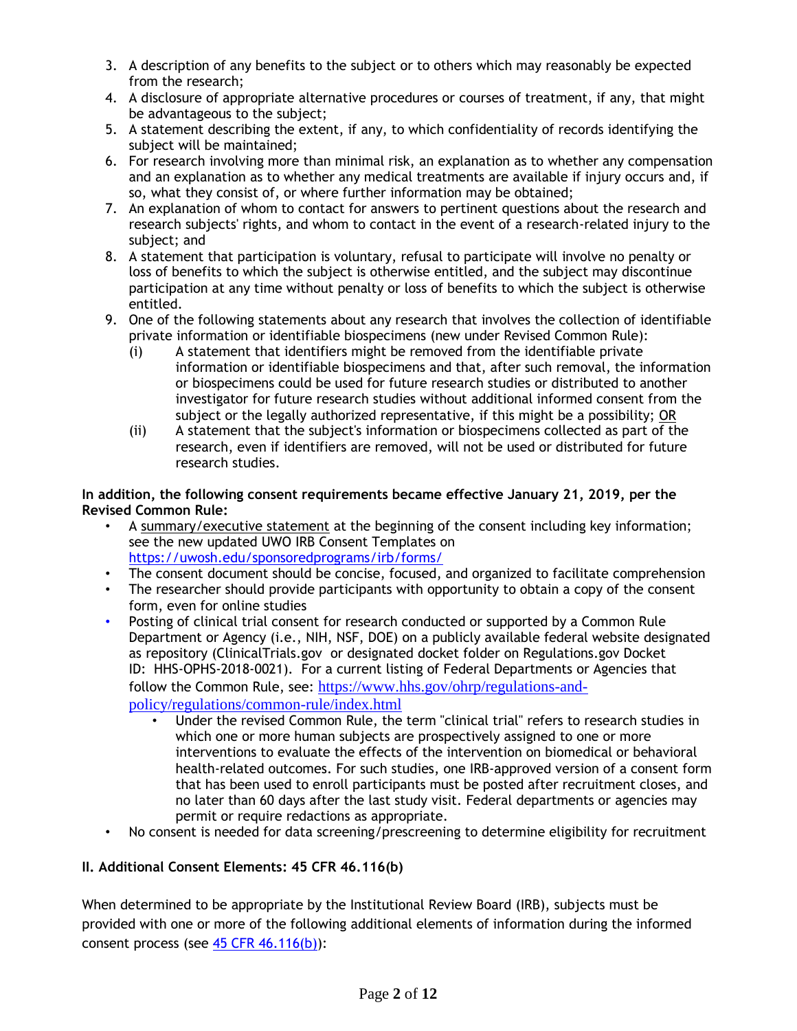3. A description of any benefits to the subject or to others which may reasonably be expected from the research;
4. A disclosure of appropriate alternative procedures or courses of treatment, if any, that might be advantageous to the subject;
5. A statement describing the extent, if any, to which confidentiality of records identifying the subject will be maintained;
6. For research involving more than minimal risk, an explanation as to whether any compensation and an explanation as to whether any medical treatments are available if injury occurs and, if so, what they consist of, or where further information may be obtained;
7. An explanation of whom to contact for answers to pertinent questions about the research and research subjects' rights, and whom to contact in the event of a research-related injury to the subject; and
8. A statement that participation is voluntary, refusal to participate will involve no penalty or loss of benefits to which the subject is otherwise entitled, and the subject may discontinue participation at any time without penalty or loss of benefits to which the subject is otherwise entitled.
9. One of the following statements about any research that involves the collection of identifiable private information or identifiable biospecimens (new under Revised Common Rule):
   - (i) A statement that identifiers might be removed from the identifiable private information or identifiable biospecimens and that, after such removal, the information or biospecimens could be used for future research studies or distributed to another investigator for future research studies without additional informed consent from the subject or the legally authorized representative, if this might be a possibility; OR
   - (ii) A statement that the subject's information or biospecimens collected as part of the research, even if identifiers are removed, will not be used or distributed for future research studies.

**In addition, the following consent requirements became effective January 21, 2019, per the Revised Common Rule:**

- A summary/executive statement at the beginning of the consent including key information; see the new updated UWO IRB Consent Templates on https://uwosh.edu/sponsoredprograms/irb/forms/
- The consent document should be concise, focused, and organized to facilitate comprehension
- The researcher should provide participants with opportunity to obtain a copy of the consent form, even for online studies
- Posting of clinical trial consent for research conducted or supported by a Common Rule Department or Agency (i.e., NIH, NSF, DOE) on a publicly available federal website designated as repository (ClinicalTrials.gov or designated docket folder on Regulations.gov Docket ID: HHS-OPHS-2018-0021). For a current listing of Federal Departments or Agencies that follow the Common Rule, see: https://www.hhs.gov/ohrp/regulations-and-policy/regulations/common-rule/index.html
  - Under the revised Common Rule, the term "clinical trial" refers to research studies in which one or more human subjects are prospectively assigned to one or more interventions to evaluate the effects of the intervention on biomedical or behavioral health-related outcomes. For such studies, one IRB-approved version of a consent form that has been used to enroll participants must be posted after recruitment closes, and no later than 60 days after the last study visit. Federal departments or agencies may permit or require redactions as appropriate.
- No consent is needed for data screening/prescreening to determine eligibility for recruitment

## II. Additional Consent Elements: 45 CFR 46.116(b)

When determined to be appropriate by the Institutional Review Board (IRB), subjects must be provided with one or more of the following additional elements of information during the informed consent process (see 45 CFR 46.116(b)):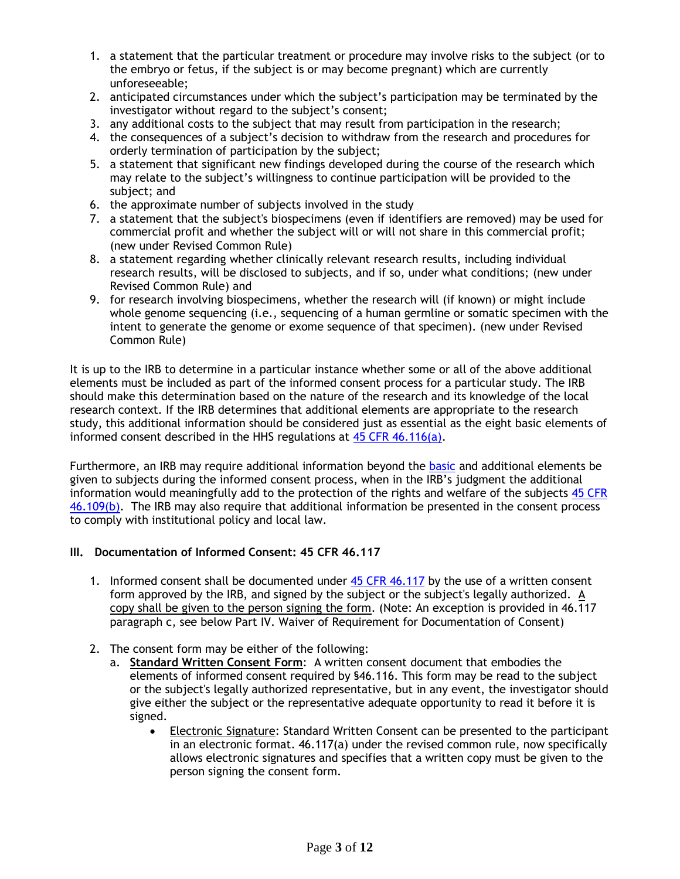1. a statement that the particular treatment or procedure may involve risks to the subject (or to the embryo or fetus, if the subject is or may become pregnant) which are currently unforeseeable;
2. anticipated circumstances under which the subject's participation may be terminated by the investigator without regard to the subject's consent;
3. any additional costs to the subject that may result from participation in the research;
4. the consequences of a subject's decision to withdraw from the research and procedures for orderly termination of participation by the subject;
5. a statement that significant new findings developed during the course of the research which may relate to the subject's willingness to continue participation will be provided to the subject; and
6. the approximate number of subjects involved in the study
7. a statement that the subject's biospecimens (even if identifiers are removed) may be used for commercial profit and whether the subject will or will not share in this commercial profit; (new under Revised Common Rule)
8. a statement regarding whether clinically relevant research results, including individual research results, will be disclosed to subjects, and if so, under what conditions; (new under Revised Common Rule) and
9. for research involving biospecimens, whether the research will (if known) or might include whole genome sequencing (i.e., sequencing of a human germline or somatic specimen with the intent to generate the genome or exome sequence of that specimen). (new under Revised Common Rule)

It is up to the IRB to determine in a particular instance whether some or all of the above additional elements must be included as part of the informed consent process for a particular study. The IRB should make this determination based on the nature of the research and its knowledge of the local research context. If the IRB determines that additional elements are appropriate to the research study, this additional information should be considered just as essential as the eight basic elements of informed consent described in the HHS regulations at 45 CFR 46.116(a).

Furthermore, an IRB may require additional information beyond the basic and additional elements be given to subjects during the informed consent process, when in the IRB's judgment the additional information would meaningfully add to the protection of the rights and welfare of the subjects 45 CFR 46.109(b). The IRB may also require that additional information be presented in the consent process to comply with institutional policy and local law.

## III. Documentation of Informed Consent: 45 CFR 46.117

1. Informed consent shall be documented under 45 CFR 46.117 by the use of a written consent form approved by the IRB, and signed by the subject or the subject's legally authorized. A copy shall be given to the person signing the form. (Note: An exception is provided in 46.117 paragraph c, see below Part IV. Waiver of Requirement for Documentation of Consent)

2. The consent form may be either of the following:
   a. **Standard Written Consent Form**: A written consent document that embodies the elements of informed consent required by §46.116. This form may be read to the subject or the subject's legally authorized representative, but in any event, the investigator should give either the subject or the representative adequate opportunity to read it before it is signed.
      - Electronic Signature: Standard Written Consent can be presented to the participant in an electronic format. 46.117(a) under the revised common rule, now specifically allows electronic signatures and specifies that a written copy must be given to the person signing the consent form.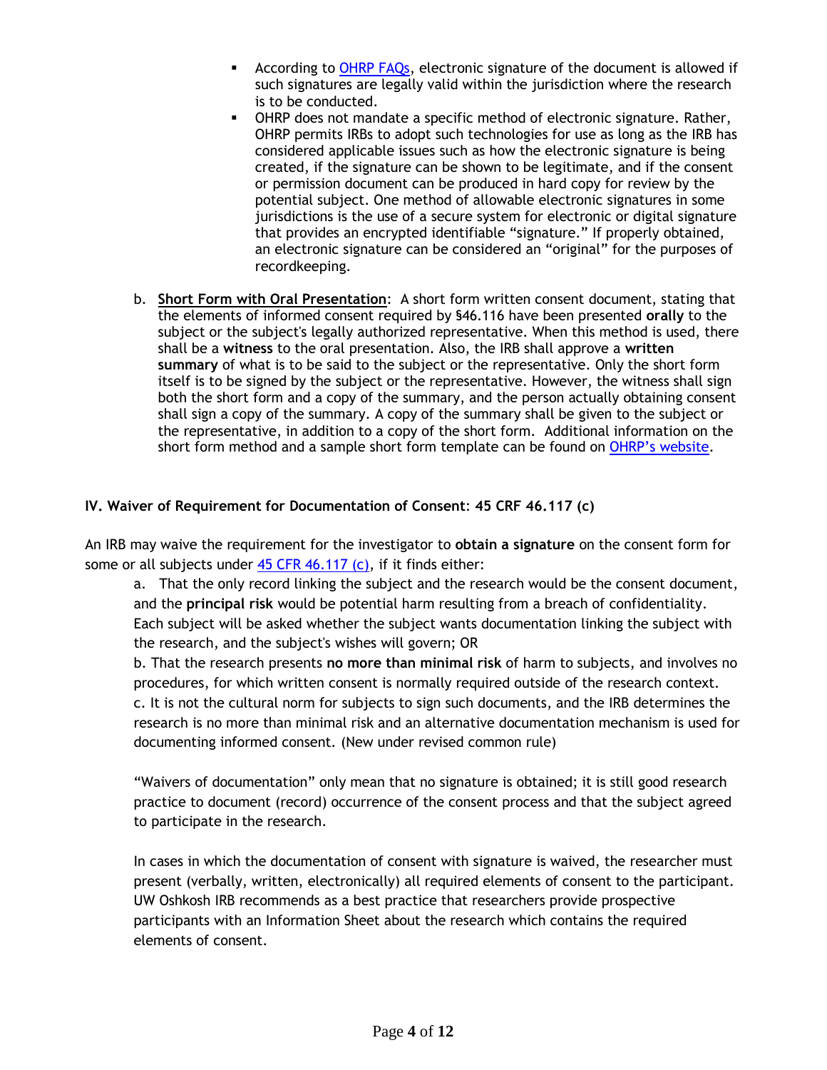- According to [OHRP FAQs](), electronic signature of the document is allowed if such signatures are legally valid within the jurisdiction where the research is to be conducted.
   - OHRP does not mandate a specific method of electronic signature. Rather, OHRP permits IRBs to adopt such technologies for use as long as the IRB has considered applicable issues such as how the electronic signature is being created, if the signature can be shown to be legitimate, and if the consent or permission document can be produced in hard copy for review by the potential subject. One method of allowable electronic signatures in some jurisdictions is the use of a secure system for electronic or digital signature that provides an encrypted identifiable "signature." If properly obtained, an electronic signature can be considered an "original" for the purposes of recordkeeping.

b. **<u>Short Form with Oral Presentation</u>**: A short form written consent document, stating that the elements of informed consent required by §46.116 have been presented **orally** to the subject or the subject's legally authorized representative. When this method is used, there shall be a **witness** to the oral presentation. Also, the IRB shall approve a **written summary** of what is to be said to the subject or the representative. Only the short form itself is to be signed by the subject or the representative. However, the witness shall sign both the short form and a copy of the summary, and the person actually obtaining consent shall sign a copy of the summary. A copy of the summary shall be given to the subject or the representative, in addition to a copy of the short form. Additional information on the short form method and a sample short form template can be found on OHRP's website.

### IV. Waiver of Requirement for Documentation of Consent: 45 CRF 46.117 (c)

An IRB may waive the requirement for the investigator to **obtain a signature** on the consent form for some or all subjects under 45 CFR 46.117 (c), if it finds either:

a. That the only record linking the subject and the research would be the consent document, and the **principal risk** would be potential harm resulting from a breach of confidentiality. Each subject will be asked whether the subject wants documentation linking the subject with the research, and the subject's wishes will govern; OR

b. That the research presents **no more than minimal risk** of harm to subjects, and involves no procedures, for which written consent is normally required outside of the research context.

c. It is not the cultural norm for subjects to sign such documents, and the IRB determines the research is no more than minimal risk and an alternative documentation mechanism is used for documenting informed consent. (New under revised common rule)

"Waivers of documentation" only mean that no signature is obtained; it is still good research practice to document (record) occurrence of the consent process and that the subject agreed to participate in the research.

In cases in which the documentation of consent with signature is waived, the researcher must present (verbally, written, electronically) all required elements of consent to the participant. UW Oshkosh IRB recommends as a best practice that researchers provide prospective participants with an Information Sheet about the research which contains the required elements of consent.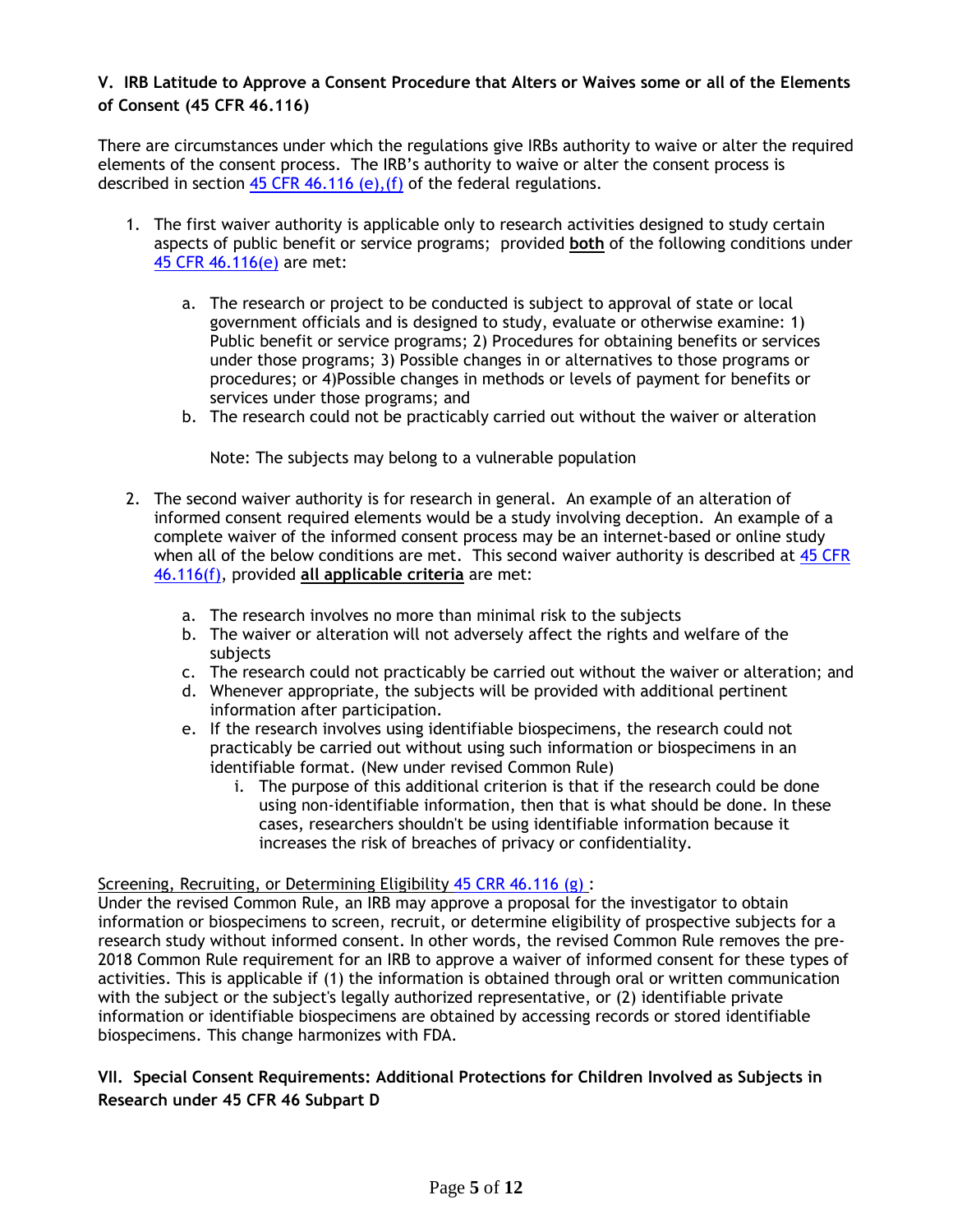### V. IRB Latitude to Approve a Consent Procedure that Alters or Waives some or all of the Elements of Consent (45 CFR 46.116)

There are circumstances under which the regulations give IRBs authority to waive or alter the required elements of the consent process. The IRB's authority to waive or alter the consent process is described in section 45 CFR 46.116 (e),(f) of the federal regulations.

1. The first waiver authority is applicable only to research activities designed to study certain aspects of public benefit or service programs; provided **both** of the following conditions under 45 CFR 46.116(e) are met:

   a. The research or project to be conducted is subject to approval of state or local government officials and is designed to study, evaluate or otherwise examine: 1) Public benefit or service programs; 2) Procedures for obtaining benefits or services under those programs; 3) Possible changes in or alternatives to those programs or procedures; or 4)Possible changes in methods or levels of payment for benefits or services under those programs; and
   b. The research could not be practicably carried out without the waiver or alteration

      Note: The subjects may belong to a vulnerable population

2. The second waiver authority is for research in general. An example of an alteration of informed consent required elements would be a study involving deception. An example of a complete waiver of the informed consent process may be an internet-based or online study when all of the below conditions are met. This second waiver authority is described at 45 CFR 46.116(f), provided **all applicable criteria** are met:

   a. The research involves no more than minimal risk to the subjects
   b. The waiver or alteration will not adversely affect the rights and welfare of the subjects
   c. The research could not practicably be carried out without the waiver or alteration; and
   d. Whenever appropriate, the subjects will be provided with additional pertinent information after participation.
   e. If the research involves using identifiable biospecimens, the research could not practicably be carried out without using such information or biospecimens in an identifiable format. (New under revised Common Rule)
      i. The purpose of this additional criterion is that if the research could be done using non-identifiable information, then that is what should be done. In these cases, researchers shouldn't be using identifiable information because it increases the risk of breaches of privacy or confidentiality.

Screening, Recruiting, or Determining Eligibility 45 CRR 46.116 (g) :
Under the revised Common Rule, an IRB may approve a proposal for the investigator to obtain information or biospecimens to screen, recruit, or determine eligibility of prospective subjects for a research study without informed consent. In other words, the revised Common Rule removes the pre-2018 Common Rule requirement for an IRB to approve a waiver of informed consent for these types of activities. This is applicable if (1) the information is obtained through oral or written communication with the subject or the subject's legally authorized representative, or (2) identifiable private information or identifiable biospecimens are obtained by accessing records or stored identifiable biospecimens. This change harmonizes with FDA.

### VII. Special Consent Requirements: Additional Protections for Children Involved as Subjects in Research under 45 CFR 46 Subpart D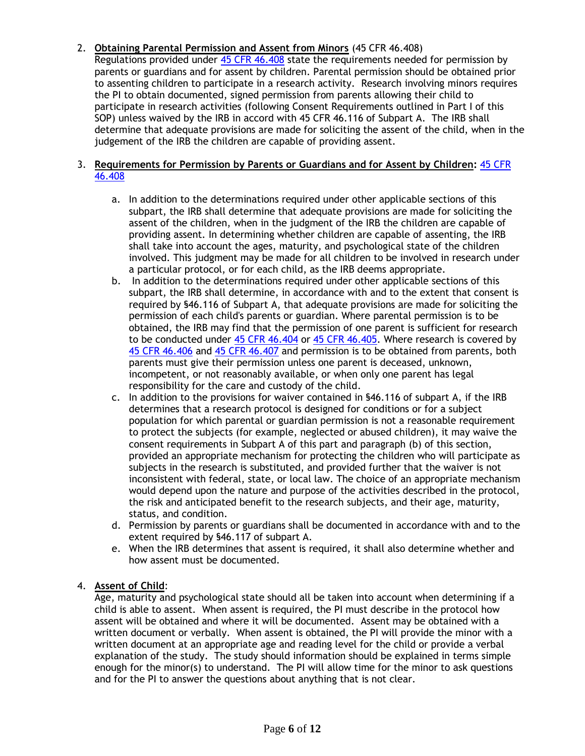2. **Obtaining Parental Permission and Assent from Minors** (45 CFR 46.408)
   Regulations provided under [45 CFR 46.408](#) state the requirements needed for permission by parents or guardians and for assent by children. Parental permission should be obtained prior to assenting children to participate in a research activity. Research involving minors requires the PI to obtain documented, signed permission from parents allowing their child to participate in research activities (following Consent Requirements outlined in Part I of this SOP) unless waived by the IRB in accord with 45 CFR 46.116 of Subpart A. The IRB shall determine that adequate provisions are made for soliciting the assent of the child, when in the judgement of the IRB the children are capable of providing assent.

3. **Requirements for Permission by Parents or Guardians and for Assent by Children:** [45 CFR 46.408](#)

   a. In addition to the determinations required under other applicable sections of this subpart, the IRB shall determine that adequate provisions are made for soliciting the assent of the children, when in the judgment of the IRB the children are capable of providing assent. In determining whether children are capable of assenting, the IRB shall take into account the ages, maturity, and psychological state of the children involved. This judgment may be made for all children to be involved in research under a particular protocol, or for each child, as the IRB deems appropriate.
   b. In addition to the determinations required under other applicable sections of this subpart, the IRB shall determine, in accordance with and to the extent that consent is required by §46.116 of Subpart A, that adequate provisions are made for soliciting the permission of each child's parents or guardian. Where parental permission is to be obtained, the IRB may find that the permission of one parent is sufficient for research to be conducted under [45 CFR 46.404](#) or [45 CFR 46.405](#). Where research is covered by [45 CFR 46.406](#) and [45 CFR 46.407](#) and permission is to be obtained from parents, both parents must give their permission unless one parent is deceased, unknown, incompetent, or not reasonably available, or when only one parent has legal responsibility for the care and custody of the child.
   c. In addition to the provisions for waiver contained in §46.116 of subpart A, if the IRB determines that a research protocol is designed for conditions or for a subject population for which parental or guardian permission is not a reasonable requirement to protect the subjects (for example, neglected or abused children), it may waive the consent requirements in Subpart A of this part and paragraph (b) of this section, provided an appropriate mechanism for protecting the children who will participate as subjects in the research is substituted, and provided further that the waiver is not inconsistent with federal, state, or local law. The choice of an appropriate mechanism would depend upon the nature and purpose of the activities described in the protocol, the risk and anticipated benefit to the research subjects, and their age, maturity, status, and condition.
   d. Permission by parents or guardians shall be documented in accordance with and to the extent required by §46.117 of subpart A.
   e. When the IRB determines that assent is required, it shall also determine whether and how assent must be documented.

4. **Assent of Child**:
   Age, maturity and psychological state should all be taken into account when determining if a child is able to assent. When assent is required, the PI must describe in the protocol how assent will be obtained and where it will be documented. Assent may be obtained with a written document or verbally. When assent is obtained, the PI will provide the minor with a written document at an appropriate age and reading level for the child or provide a verbal explanation of the study. The study should information should be explained in terms simple enough for the minor(s) to understand. The PI will allow time for the minor to ask questions and for the PI to answer the questions about anything that is not clear.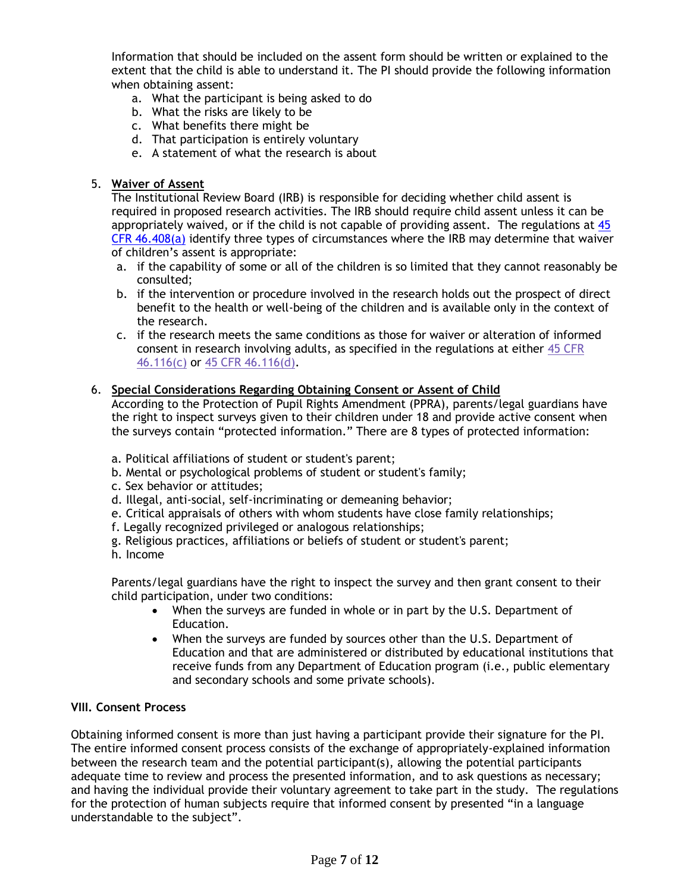Information that should be included on the assent form should be written or explained to the extent that the child is able to understand it. The PI should provide the following information when obtaining assent:

a. What the participant is being asked to do
b. What the risks are likely to be
c. What benefits there might be
d. That participation is entirely voluntary
e. A statement of what the research is about

5. **Waiver of Assent**

The Institutional Review Board (IRB) is responsible for deciding whether child assent is required in proposed research activities. The IRB should require child assent unless it can be appropriately waived, or if the child is not capable of providing assent. The regulations at 45 CFR 46.408(a) identify three types of circumstances where the IRB may determine that waiver of children's assent is appropriate:

a. if the capability of some or all of the children is so limited that they cannot reasonably be consulted;
b. if the intervention or procedure involved in the research holds out the prospect of direct benefit to the health or well-being of the children and is available only in the context of the research.
c. if the research meets the same conditions as those for waiver or alteration of informed consent in research involving adults, as specified in the regulations at either 45 CFR 46.116(c) or 45 CFR 46.116(d).

6. **Special Considerations Regarding Obtaining Consent or Assent of Child**

According to the Protection of Pupil Rights Amendment (PPRA), parents/legal guardians have the right to inspect surveys given to their children under 18 and provide active consent when the surveys contain "protected information." There are 8 types of protected information:

a. Political affiliations of student or student's parent;
b. Mental or psychological problems of student or student's family;
c. Sex behavior or attitudes;
d. Illegal, anti-social, self-incriminating or demeaning behavior;
e. Critical appraisals of others with whom students have close family relationships;
f. Legally recognized privileged or analogous relationships;
g. Religious practices, affiliations or beliefs of student or student's parent;
h. Income

Parents/legal guardians have the right to inspect the survey and then grant consent to their child participation, under two conditions:

- When the surveys are funded in whole or in part by the U.S. Department of Education.
- When the surveys are funded by sources other than the U.S. Department of Education and that are administered or distributed by educational institutions that receive funds from any Department of Education program (i.e., public elementary and secondary schools and some private schools).

**VIII. Consent Process**

Obtaining informed consent is more than just having a participant provide their signature for the PI. The entire informed consent process consists of the exchange of appropriately-explained information between the research team and the potential participant(s), allowing the potential participants adequate time to review and process the presented information, and to ask questions as necessary; and having the individual provide their voluntary agreement to take part in the study. The regulations for the protection of human subjects require that informed consent by presented "in a language understandable to the subject".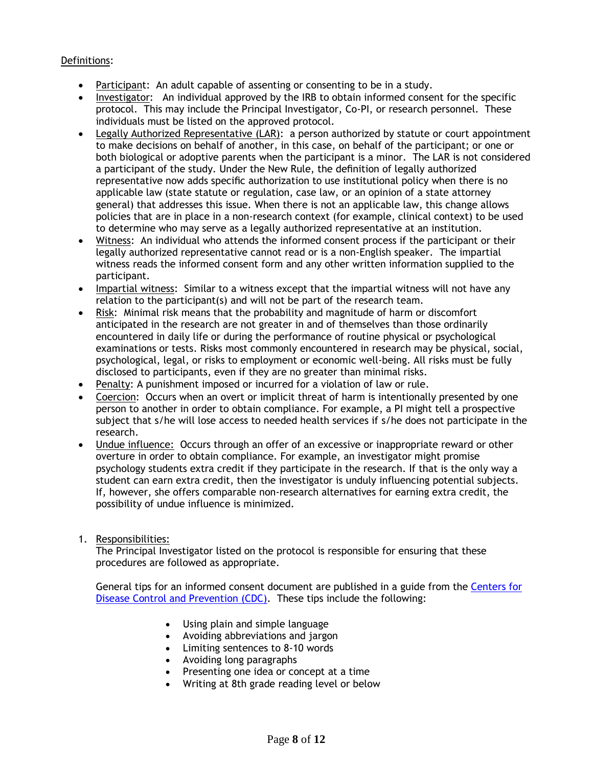Definitions:

- Participant: An adult capable of assenting or consenting to be in a study.
- Investigator: An individual approved by the IRB to obtain informed consent for the specific protocol. This may include the Principal Investigator, Co-PI, or research personnel. These individuals must be listed on the approved protocol.
- Legally Authorized Representative (LAR): a person authorized by statute or court appointment to make decisions on behalf of another, in this case, on behalf of the participant; or one or both biological or adoptive parents when the participant is a minor. The LAR is not considered a participant of the study. Under the New Rule, the definition of legally authorized representative now adds specific authorization to use institutional policy when there is no applicable law (state statute or regulation, case law, or an opinion of a state attorney general) that addresses this issue. When there is not an applicable law, this change allows policies that are in place in a non-research context (for example, clinical context) to be used to determine who may serve as a legally authorized representative at an institution.
- Witness: An individual who attends the informed consent process if the participant or their legally authorized representative cannot read or is a non-English speaker. The impartial witness reads the informed consent form and any other written information supplied to the participant.
- Impartial witness: Similar to a witness except that the impartial witness will not have any relation to the participant(s) and will not be part of the research team.
- Risk: Minimal risk means that the probability and magnitude of harm or discomfort anticipated in the research are not greater in and of themselves than those ordinarily encountered in daily life or during the performance of routine physical or psychological examinations or tests. Risks most commonly encountered in research may be physical, social, psychological, legal, or risks to employment or economic well-being. All risks must be fully disclosed to participants, even if they are no greater than minimal risks.
- Penalty: A punishment imposed or incurred for a violation of law or rule.
- Coercion: Occurs when an overt or implicit threat of harm is intentionally presented by one person to another in order to obtain compliance. For example, a PI might tell a prospective subject that s/he will lose access to needed health services if s/he does not participate in the research.
- Undue influence: Occurs through an offer of an excessive or inappropriate reward or other overture in order to obtain compliance. For example, an investigator might promise psychology students extra credit if they participate in the research. If that is the only way a student can earn extra credit, then the investigator is unduly influencing potential subjects. If, however, she offers comparable non-research alternatives for earning extra credit, the possibility of undue influence is minimized.

1. Responsibilities:

   The Principal Investigator listed on the protocol is responsible for ensuring that these procedures are followed as appropriate.

   General tips for an informed consent document are published in a guide from the Centers for Disease Control and Prevention (CDC). These tips include the following:

   - Using plain and simple language
   - Avoiding abbreviations and jargon
   - Limiting sentences to 8-10 words
   - Avoiding long paragraphs
   - Presenting one idea or concept at a time
   - Writing at 8th grade reading level or below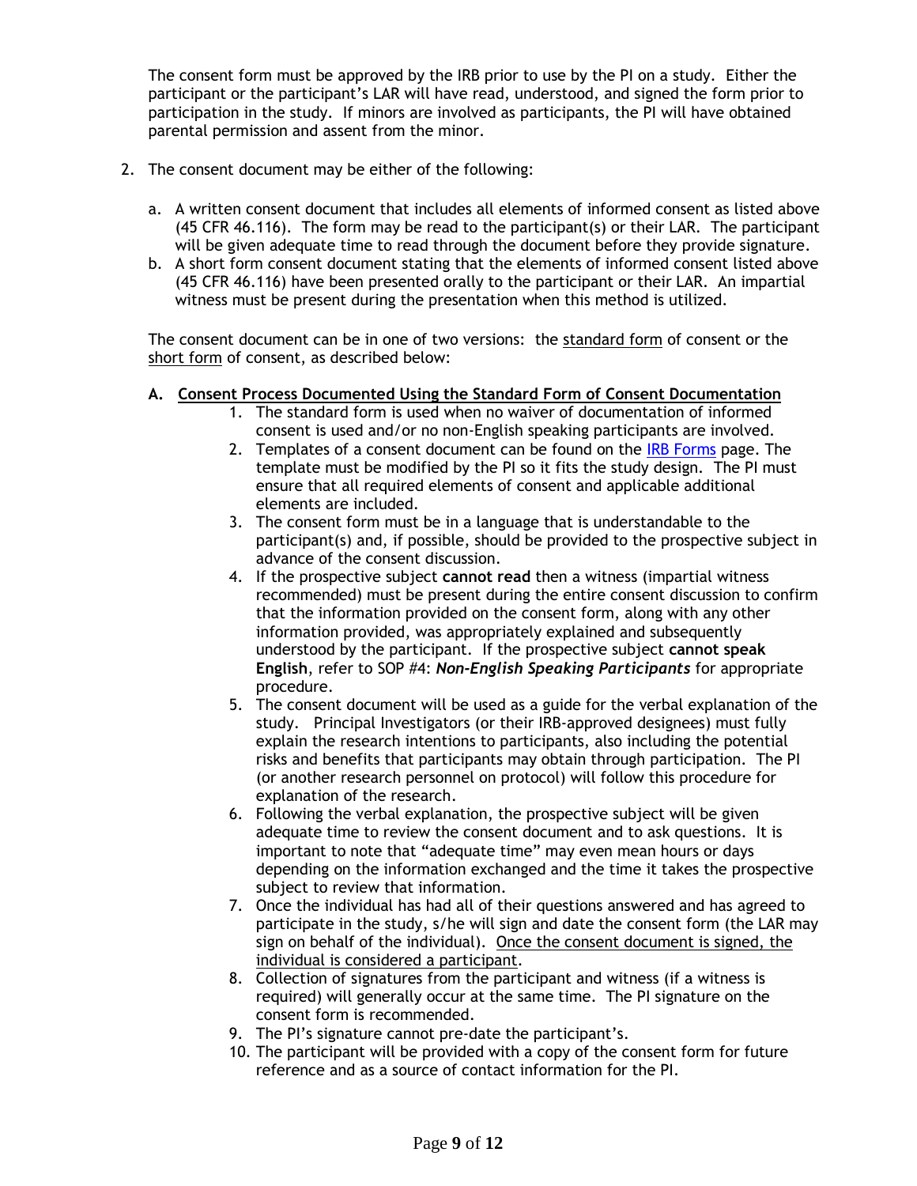The consent form must be approved by the IRB prior to use by the PI on a study. Either the participant or the participant's LAR will have read, understood, and signed the form prior to participation in the study. If minors are involved as participants, the PI will have obtained parental permission and assent from the minor.

2. The consent document may be either of the following:

   a. A written consent document that includes all elements of informed consent as listed above (45 CFR 46.116). The form may be read to the participant(s) or their LAR. The participant will be given adequate time to read through the document before they provide signature.
   b. A short form consent document stating that the elements of informed consent listed above (45 CFR 46.116) have been presented orally to the participant or their LAR. An impartial witness must be present during the presentation when this method is utilized.

   The consent document can be in one of two versions: the standard form of consent or the short form of consent, as described below:

   **A. Consent Process Documented Using the Standard Form of Consent Documentation**

   1. The standard form is used when no waiver of documentation of informed consent is used and/or no non-English speaking participants are involved.
   2. Templates of a consent document can be found on the IRB Forms page. The template must be modified by the PI so it fits the study design. The PI must ensure that all required elements of consent and applicable additional elements are included.
   3. The consent form must be in a language that is understandable to the participant(s) and, if possible, should be provided to the prospective subject in advance of the consent discussion.
   4. If the prospective subject **cannot read** then a witness (impartial witness recommended) must be present during the entire consent discussion to confirm that the information provided on the consent form, along with any other information provided, was appropriately explained and subsequently understood by the participant. If the prospective subject **cannot speak English**, refer to SOP #4: ***Non-English Speaking Participants*** for appropriate procedure.
   5. The consent document will be used as a guide for the verbal explanation of the study. Principal Investigators (or their IRB-approved designees) must fully explain the research intentions to participants, also including the potential risks and benefits that participants may obtain through participation. The PI (or another research personnel on protocol) will follow this procedure for explanation of the research.
   6. Following the verbal explanation, the prospective subject will be given adequate time to review the consent document and to ask questions. It is important to note that "adequate time" may even mean hours or days depending on the information exchanged and the time it takes the prospective subject to review that information.
   7. Once the individual has had all of their questions answered and has agreed to participate in the study, s/he will sign and date the consent form (the LAR may sign on behalf of the individual). Once the consent document is signed, the individual is considered a participant.
   8. Collection of signatures from the participant and witness (if a witness is required) will generally occur at the same time. The PI signature on the consent form is recommended.
   9. The PI's signature cannot pre-date the participant's.
   10. The participant will be provided with a copy of the consent form for future reference and as a source of contact information for the PI.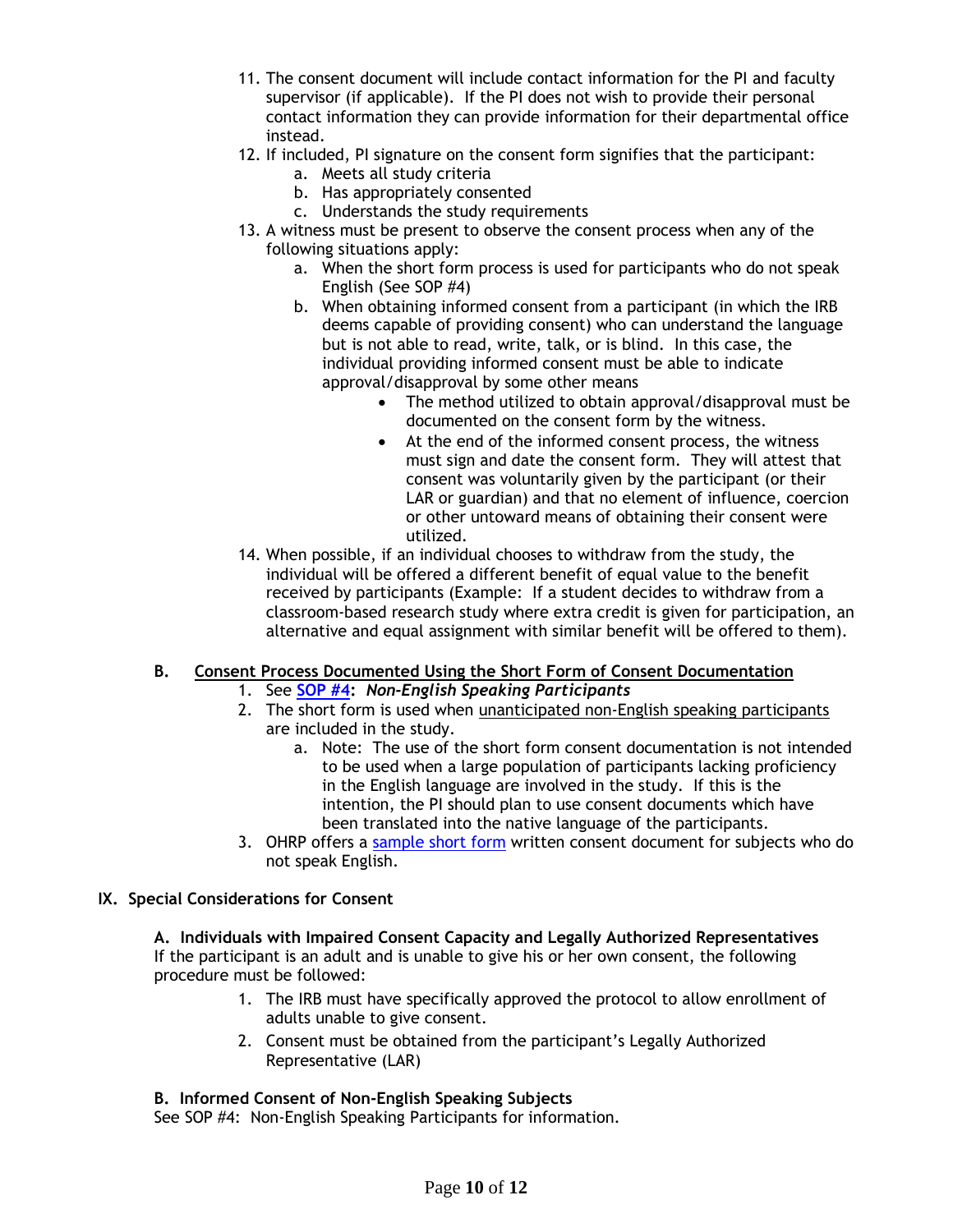11. The consent document will include contact information for the PI and faculty supervisor (if applicable). If the PI does not wish to provide their personal contact information they can provide information for their departmental office instead.
12. If included, PI signature on the consent form signifies that the participant:
    a. Meets all study criteria
    b. Has appropriately consented
    c. Understands the study requirements
13. A witness must be present to observe the consent process when any of the following situations apply:
    a. When the short form process is used for participants who do not speak English (See SOP #4)
    b. When obtaining informed consent from a participant (in which the IRB deems capable of providing consent) who can understand the language but is not able to read, write, talk, or is blind. In this case, the individual providing informed consent must be able to indicate approval/disapproval by some other means
        - The method utilized to obtain approval/disapproval must be documented on the consent form by the witness.
        - At the end of the informed consent process, the witness must sign and date the consent form. They will attest that consent was voluntarily given by the participant (or their LAR or guardian) and that no element of influence, coercion or other untoward means of obtaining their consent were utilized.
14. When possible, if an individual chooses to withdraw from the study, the individual will be offered a different benefit of equal value to the benefit received by participants (Example: If a student decides to withdraw from a classroom-based research study where extra credit is given for participation, an alternative and equal assignment with similar benefit will be offered to them).

### B. <u>Consent Process Documented Using the Short Form of Consent Documentation</u>

1. See **SOP #4**: ***Non-English Speaking Participants***
2. The short form is used when <u>unanticipated non-English speaking participants</u> are included in the study.
    a. Note: The use of the short form consent documentation is not intended to be used when a large population of participants lacking proficiency in the English language are involved in the study. If this is the intention, the PI should plan to use consent documents which have been translated into the native language of the participants.
3. OHRP offers a sample short form written consent document for subjects who do not speak English.

## IX. Special Considerations for Consent

### A. Individuals with Impaired Consent Capacity and Legally Authorized Representatives

If the participant is an adult and is unable to give his or her own consent, the following procedure must be followed:

1. The IRB must have specifically approved the protocol to allow enrollment of adults unable to give consent.
2. Consent must be obtained from the participant's Legally Authorized Representative (LAR)

### B. Informed Consent of Non-English Speaking Subjects

See SOP #4: Non-English Speaking Participants for information.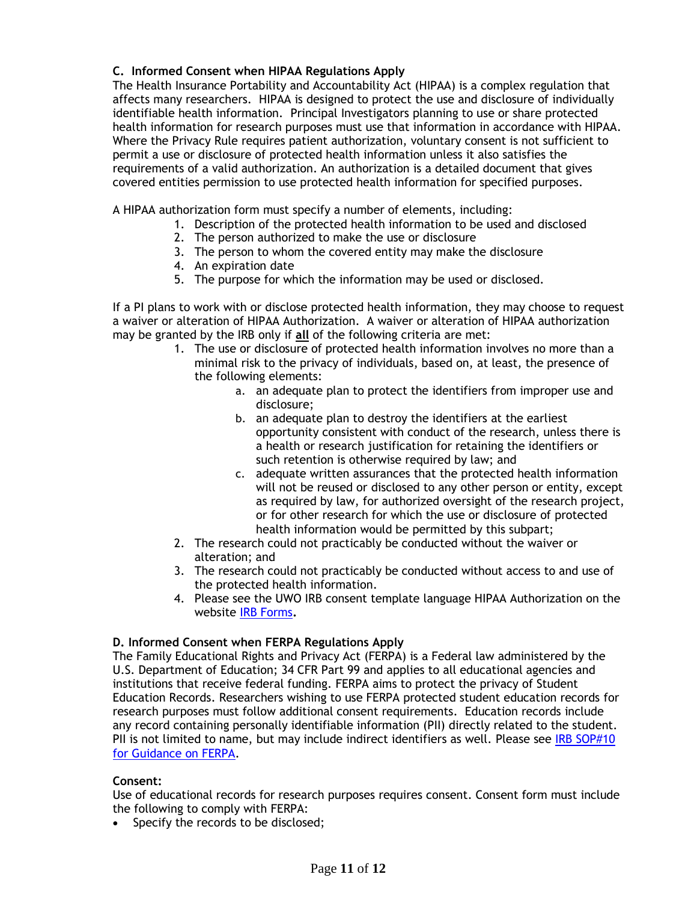### C. Informed Consent when HIPAA Regulations Apply

The Health Insurance Portability and Accountability Act (HIPAA) is a complex regulation that affects many researchers. HIPAA is designed to protect the use and disclosure of individually identifiable health information. Principal Investigators planning to use or share protected health information for research purposes must use that information in accordance with HIPAA. Where the Privacy Rule requires patient authorization, voluntary consent is not sufficient to permit a use or disclosure of protected health information unless it also satisfies the requirements of a valid authorization. An authorization is a detailed document that gives covered entities permission to use protected health information for specified purposes.

A HIPAA authorization form must specify a number of elements, including:

1. Description of the protected health information to be used and disclosed
2. The person authorized to make the use or disclosure
3. The person to whom the covered entity may make the disclosure
4. An expiration date
5. The purpose for which the information may be used or disclosed.

If a PI plans to work with or disclose protected health information, they may choose to request a waiver or alteration of HIPAA Authorization. A waiver or alteration of HIPAA authorization may be granted by the IRB only if **all** of the following criteria are met:

1. The use or disclosure of protected health information involves no more than a minimal risk to the privacy of individuals, based on, at least, the presence of the following elements:
   a. an adequate plan to protect the identifiers from improper use and disclosure;
   b. an adequate plan to destroy the identifiers at the earliest opportunity consistent with conduct of the research, unless there is a health or research justification for retaining the identifiers or such retention is otherwise required by law; and
   c. adequate written assurances that the protected health information will not be reused or disclosed to any other person or entity, except as required by law, for authorized oversight of the research project, or for other research for which the use or disclosure of protected health information would be permitted by this subpart;
2. The research could not practicably be conducted without the waiver or alteration; and
3. The research could not practicably be conducted without access to and use of the protected health information.
4. Please see the UWO IRB consent template language HIPAA Authorization on the website IRB Forms.

### D. Informed Consent when FERPA Regulations Apply

The Family Educational Rights and Privacy Act (FERPA) is a Federal law administered by the U.S. Department of Education; 34 CFR Part 99 and applies to all educational agencies and institutions that receive federal funding. FERPA aims to protect the privacy of Student Education Records. Researchers wishing to use FERPA protected student education records for research purposes must follow additional consent requirements. Education records include any record containing personally identifiable information (PII) directly related to the student. PII is not limited to name, but may include indirect identifiers as well. Please see IRB SOP#10 for Guidance on FERPA.

**Consent:**

Use of educational records for research purposes requires consent. Consent form must include the following to comply with FERPA:

- Specify the records to be disclosed;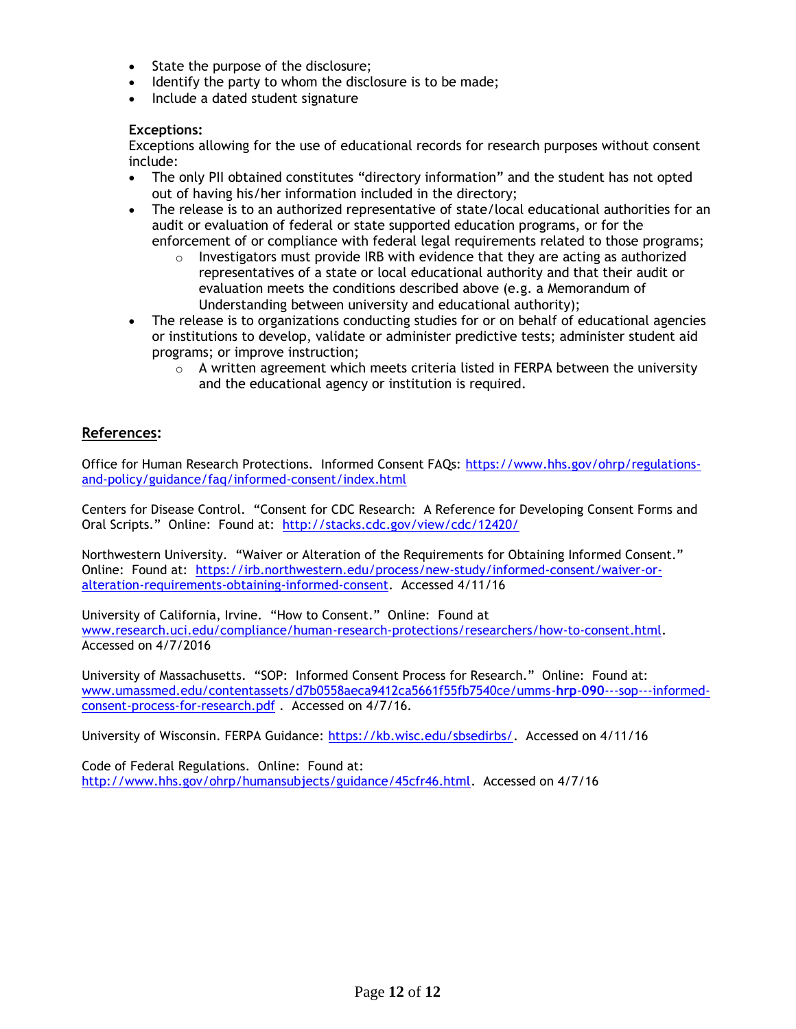- State the purpose of the disclosure;
- Identify the party to whom the disclosure is to be made;
- Include a dated student signature

**Exceptions:**

Exceptions allowing for the use of educational records for research purposes without consent include:

- The only PII obtained constitutes "directory information" and the student has not opted out of having his/her information included in the directory;
- The release is to an authorized representative of state/local educational authorities for an audit or evaluation of federal or state supported education programs, or for the enforcement of or compliance with federal legal requirements related to those programs;
  - Investigators must provide IRB with evidence that they are acting as authorized representatives of a state or local educational authority and that their audit or evaluation meets the conditions described above (e.g. a Memorandum of Understanding between university and educational authority);
- The release is to organizations conducting studies for or on behalf of educational agencies or institutions to develop, validate or administer predictive tests; administer student aid programs; or improve instruction;
  - A written agreement which meets criteria listed in FERPA between the university and the educational agency or institution is required.

## References:

Office for Human Research Protections. Informed Consent FAQs: https://www.hhs.gov/ohrp/regulations-and-policy/guidance/faq/informed-consent/index.html

Centers for Disease Control. "Consent for CDC Research: A Reference for Developing Consent Forms and Oral Scripts." Online: Found at: http://stacks.cdc.gov/view/cdc/12420/

Northwestern University. "Waiver or Alteration of the Requirements for Obtaining Informed Consent." Online: Found at: https://irb.northwestern.edu/process/new-study/informed-consent/waiver-or-alteration-requirements-obtaining-informed-consent. Accessed 4/11/16

University of California, Irvine. "How to Consent." Online: Found at www.research.uci.edu/compliance/human-research-protections/researchers/how-to-consent.html. Accessed on 4/7/2016

University of Massachusetts. "SOP: Informed Consent Process for Research." Online: Found at: www.umassmed.edu/contentassets/d7b0558aeca9412ca5661f55fb7540ce/umms-**hrp-090**---sop---informed-consent-process-for-research.pdf . Accessed on 4/7/16.

University of Wisconsin. FERPA Guidance: https://kb.wisc.edu/sbsedirbs/. Accessed on 4/11/16

Code of Federal Regulations. Online: Found at: http://www.hhs.gov/ohrp/humansubjects/guidance/45cfr46.html. Accessed on 4/7/16